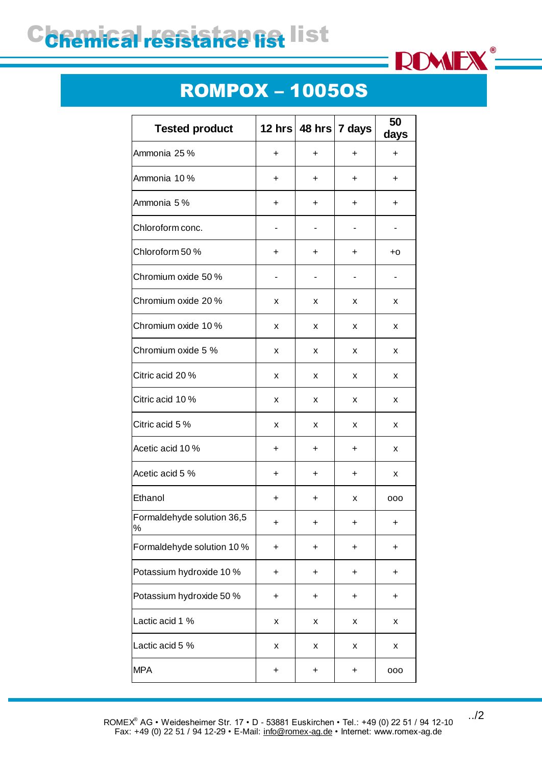# Chemical resistance list

## ROMPOX – 1005OS

| Tested product | 12 hrs | 48 hrs | 7 days | 50 days |
|---|---|---|---|---|
| Ammonia 25 % | + | + | + | + |
| Ammonia 10 % | + | + | + | + |
| Ammonia 5 % | + | + | + | + |
| Chloroform conc. | - | - | - | - |
| Chloroform 50 % | + | + | + | +o |
| Chromium oxide 50 % | - | - | - | - |
| Chromium oxide 20 % | x | x | x | x |
| Chromium oxide 10 % | x | x | x | x |
| Chromium oxide 5 % | x | x | x | x |
| Citric acid 20 % | x | x | x | x |
| Citric acid 10 % | x | x | x | x |
| Citric acid 5 % | x | x | x | x |
| Acetic acid 10 % | + | + | + | x |
| Acetic acid 5 % | + | + | + | x |
| Ethanol | + | + | x | ooo |
| Formaldehyde solution 36,5 % | + | + | + | + |
| Formaldehyde solution 10 % | + | + | + | + |
| Potassium hydroxide 10 % | + | + | + | + |
| Potassium hydroxide 50 % | + | + | + | + |
| Lactic acid 1 % | x | x | x | x |
| Lactic acid 5 % | x | x | x | x |
| MPA | + | + | + | ooo |

ROMEX® AG • Weidesheimer Str. 17 • D - 53881 Euskirchen • Tel.: +49 (0) 22 51 / 94 12-10
Fax: +49 (0) 22 51 / 94 12-29 • E-Mail: info@romex-ag.de • Internet: www.romex-ag.de

../2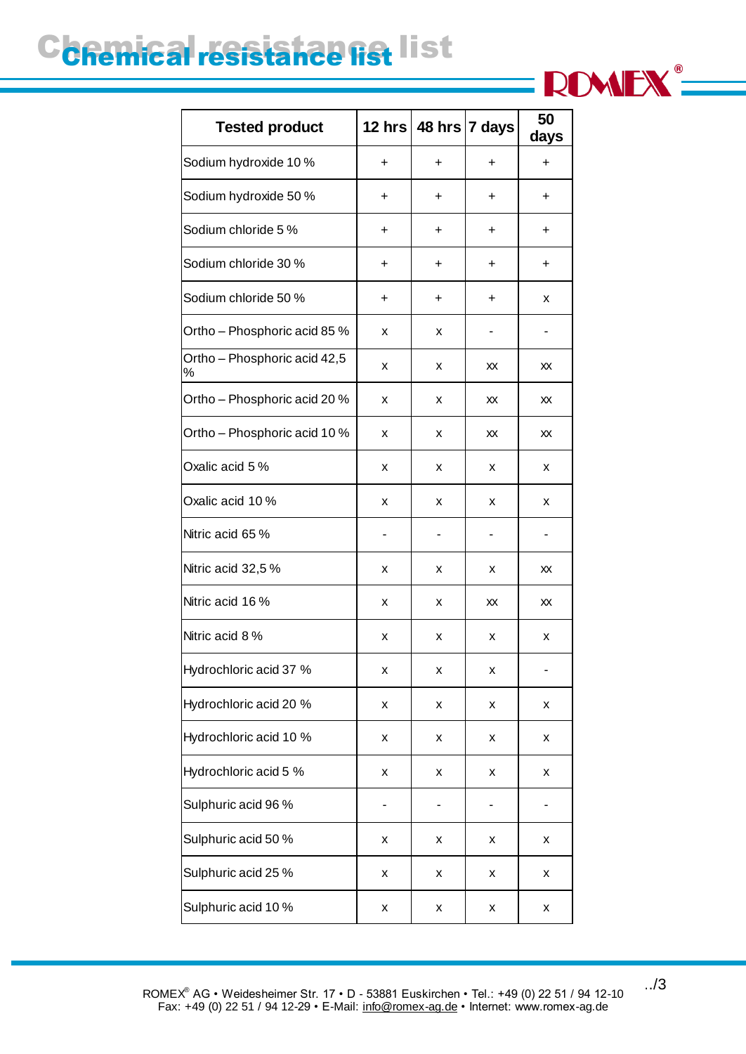# Chemical resistance list

| Tested product | 12 hrs | 48 hrs | 7 days | 50 days |
|---|---|---|---|---|
| Sodium hydroxide 10 % | + | + | + | + |
| Sodium hydroxide 50 % | + | + | + | + |
| Sodium chloride 5 % | + | + | + | + |
| Sodium chloride 30 % | + | + | + | + |
| Sodium chloride 50 % | + | + | + | x |
| Ortho – Phosphoric acid 85 % | x | x | - | - |
| Ortho – Phosphoric acid 42,5 % | x | x | xx | xx |
| Ortho – Phosphoric acid 20 % | x | x | xx | xx |
| Ortho – Phosphoric acid 10 % | x | x | xx | xx |
| Oxalic acid 5 % | x | x | x | x |
| Oxalic acid 10 % | x | x | x | x |
| Nitric acid 65 % | - | - | - | - |
| Nitric acid 32,5 % | x | x | x | xx |
| Nitric acid 16 % | x | x | xx | xx |
| Nitric acid 8 % | x | x | x | x |
| Hydrochloric acid 37 % | x | x | x | - |
| Hydrochloric acid 20 % | x | x | x | x |
| Hydrochloric acid 10 % | x | x | x | x |
| Hydrochloric acid 5 % | x | x | x | x |
| Sulphuric acid 96 % | - | - | - | - |
| Sulphuric acid 50 % | x | x | x | x |
| Sulphuric acid 25 % | x | x | x | x |
| Sulphuric acid 10 % | x | x | x | x |

../3

ROMEX® AG • Weidesheimer Str. 17 • D - 53881 Euskirchen • Tel.: +49 (0) 22 51 / 94 12-10
Fax: +49 (0) 22 51 / 94 12-29 • E-Mail: info@romex-ag.de • Internet: www.romex-ag.de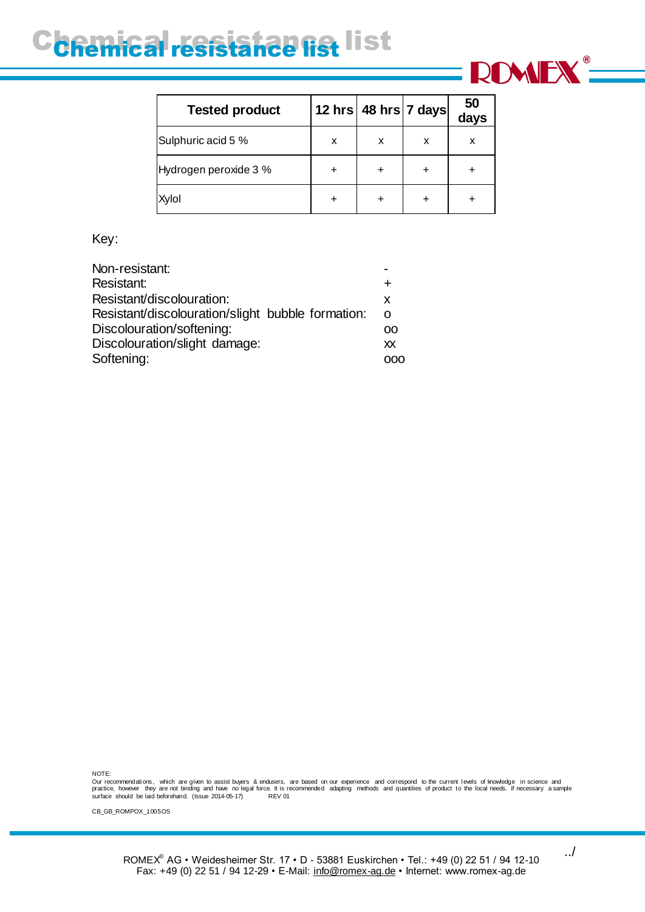# Chemical resistance list

| Tested product | 12 hrs | 48 hrs | 7 days | 50 days |
|---|---|---|---|---|
| Sulphuric acid 5 % | x | x | x | x |
| Hydrogen peroxide 3 % | + | + | + | + |
| Xylol | + | + | + | + |

Key:

| | |
|---|---|
| Non-resistant: | - |
| Resistant: | + |
| Resistant/discolouration: | x |
| Resistant/discolouration/slight bubble formation: | o |
| Discolouration/softening: | oo |
| Discolouration/slight damage: | xx |
| Softening: | ooo |

NOTE:
Our recommendations, which are given to assist buyers & endusers, are based on our experience and correspond to the current levels of knowledge in science and practice, however they are not binding and have no legal force. It is recommended adapting methods and quantities of product to the local needs. If necessary a sample surface should be laid beforehand. (Issue 2014-05-17) REV 01

CB_GB_ROMPOX_1005OS

ROMEX® AG • Weidesheimer Str. 17 • D - 53881 Euskirchen • Tel.: +49 (0) 22 51 / 94 12-10
Fax: +49 (0) 22 51 / 94 12-29 • E-Mail: info@romex-ag.de • Internet: www.romex-ag.de